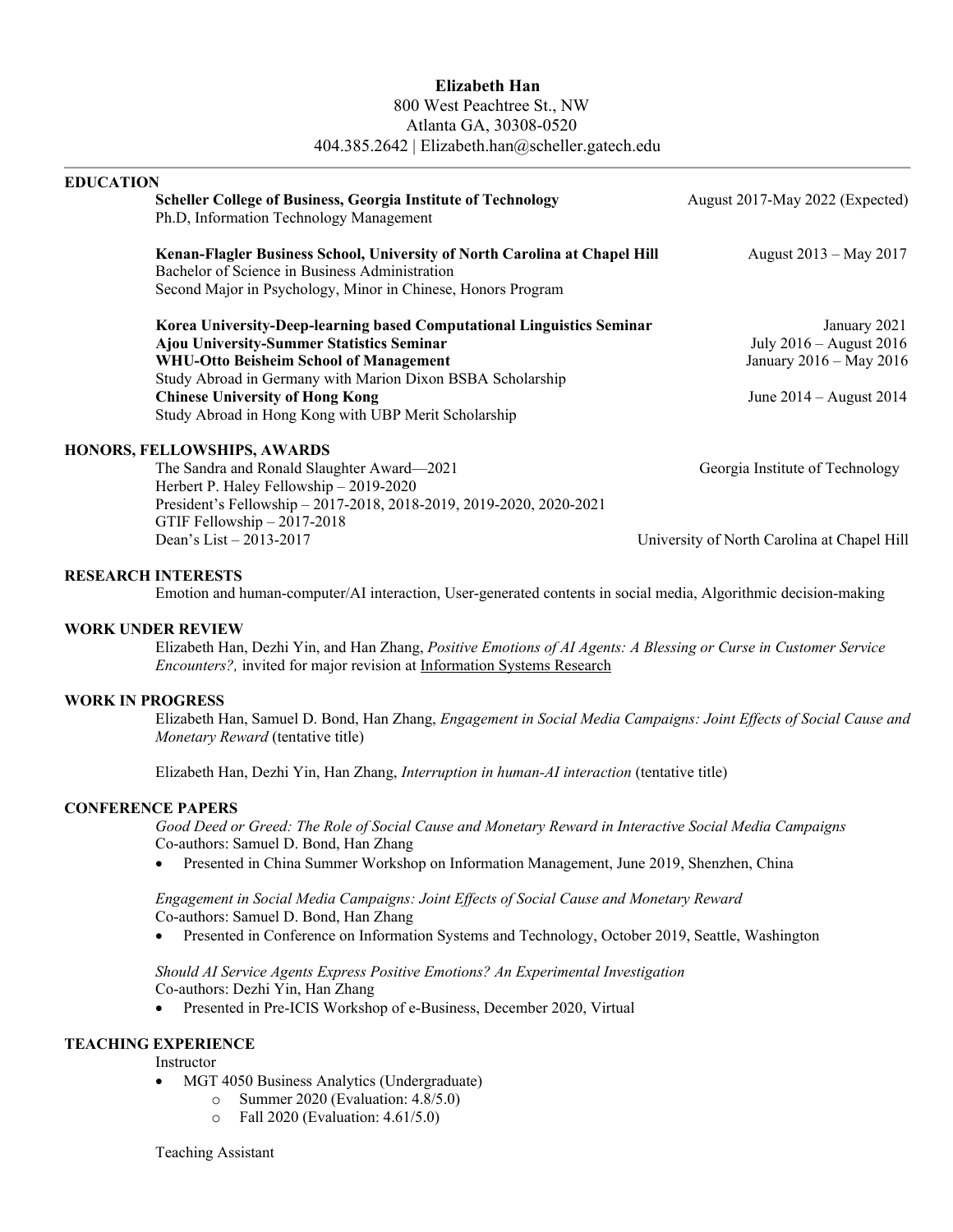# Elizabeth Han

800 West Peachtree St., NW
Atlanta GA, 30308-0520
404.385.2642 | Elizabeth.han@scheller.gatech.edu

## EDUCATION

**Scheller College of Business, Georgia Institute of Technology** — August 2017-May 2022 (Expected)
Ph.D, Information Technology Management

**Kenan-Flagler Business School, University of North Carolina at Chapel Hill** — August 2013 – May 2017
Bachelor of Science in Business Administration
Second Major in Psychology, Minor in Chinese, Honors Program

**Korea University-Deep-learning based Computational Linguistics Seminar** — January 2021
**Ajou University-Summer Statistics Seminar** — July 2016 – August 2016
**WHU-Otto Beisheim School of Management** — January 2016 – May 2016
Study Abroad in Germany with Marion Dixon BSBA Scholarship
**Chinese University of Hong Kong** — June 2014 – August 2014
Study Abroad in Hong Kong with UBP Merit Scholarship

## HONORS, FELLOWSHIPS, AWARDS

Georgia Institute of Technology:
- The Sandra and Ronald Slaughter Award—2021
- Herbert P. Haley Fellowship – 2019-2020
- President's Fellowship – 2017-2018, 2018-2019, 2019-2020, 2020-2021
- GTIF Fellowship – 2017-2018

University of North Carolina at Chapel Hill:
- Dean's List – 2013-2017

## RESEARCH INTERESTS

Emotion and human-computer/AI interaction, User-generated contents in social media, Algorithmic decision-making

## WORK UNDER REVIEW

Elizabeth Han, Dezhi Yin, and Han Zhang, *Positive Emotions of AI Agents: A Blessing or Curse in Customer Service Encounters?,* invited for major revision at Information Systems Research

## WORK IN PROGRESS

Elizabeth Han, Samuel D. Bond, Han Zhang, *Engagement in Social Media Campaigns: Joint Effects of Social Cause and Monetary Reward* (tentative title)

Elizabeth Han, Dezhi Yin, Han Zhang, *Interruption in human-AI interaction* (tentative title)

## CONFERENCE PAPERS

*Good Deed or Greed: The Role of Social Cause and Monetary Reward in Interactive Social Media Campaigns*
Co-authors: Samuel D. Bond, Han Zhang
- Presented in China Summer Workshop on Information Management, June 2019, Shenzhen, China

*Engagement in Social Media Campaigns: Joint Effects of Social Cause and Monetary Reward*
Co-authors: Samuel D. Bond, Han Zhang
- Presented in Conference on Information Systems and Technology, October 2019, Seattle, Washington

*Should AI Service Agents Express Positive Emotions? An Experimental Investigation*
Co-authors: Dezhi Yin, Han Zhang
- Presented in Pre-ICIS Workshop of e-Business, December 2020, Virtual

## TEACHING EXPERIENCE

Instructor
- MGT 4050 Business Analytics (Undergraduate)
  - Summer 2020 (Evaluation: 4.8/5.0)
  - Fall 2020 (Evaluation: 4.61/5.0)

Teaching Assistant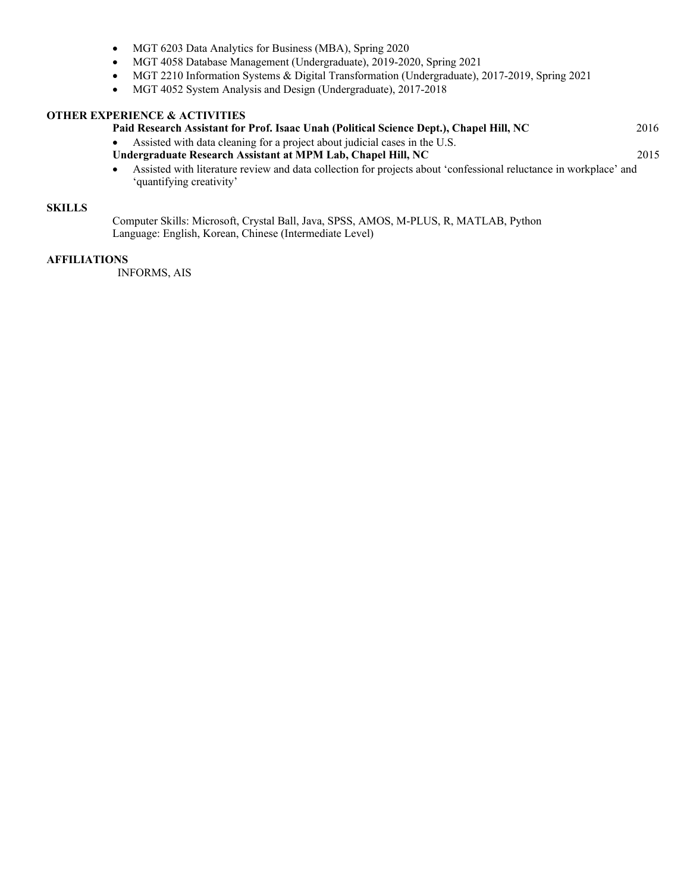- MGT 6203 Data Analytics for Business (MBA), Spring 2020
- MGT 4058 Database Management (Undergraduate), 2019-2020, Spring 2021
- MGT 2210 Information Systems & Digital Transformation (Undergraduate), 2017-2019, Spring 2021
- MGT 4052 System Analysis and Design (Undergraduate), 2017-2018

## OTHER EXPERIENCE & ACTIVITIES

**Paid Research Assistant for Prof. Isaac Unah (Political Science Dept.), Chapel Hill, NC** 2016

- Assisted with data cleaning for a project about judicial cases in the U.S.

**Undergraduate Research Assistant at MPM Lab, Chapel Hill, NC** 2015

- Assisted with literature review and data collection for projects about 'confessional reluctance in workplace' and 'quantifying creativity'

## SKILLS

Computer Skills: Microsoft, Crystal Ball, Java, SPSS, AMOS, M-PLUS, R, MATLAB, Python
Language: English, Korean, Chinese (Intermediate Level)

## AFFILIATIONS

INFORMS, AIS